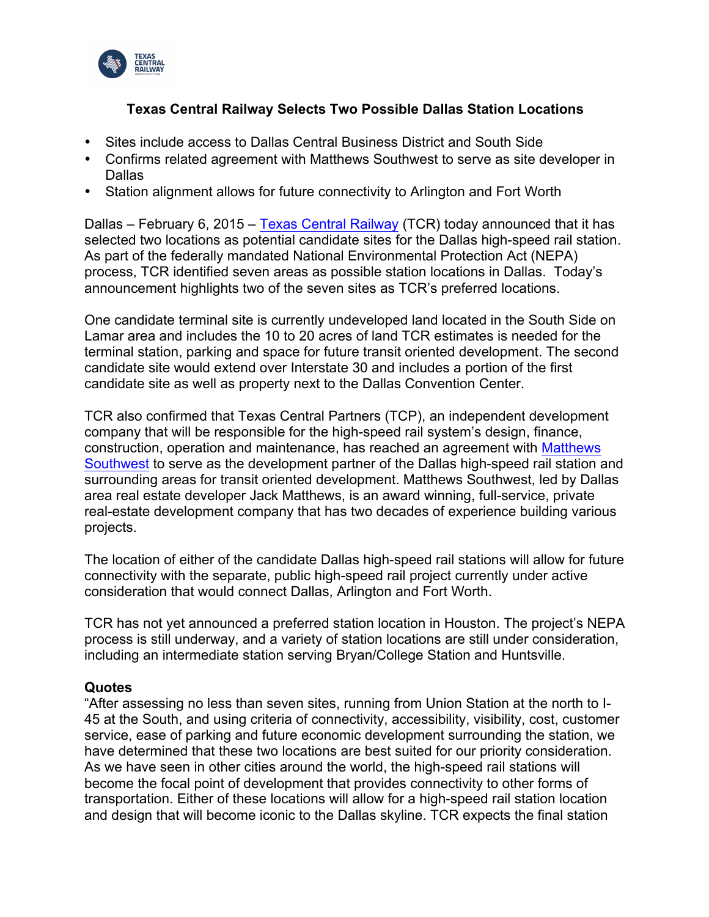# Texas Central Railway Selects Two Possible Dallas Station Locations

- Sites include access to Dallas Central Business District and South Side
- Confirms related agreement with Matthews Southwest to serve as site developer in Dallas
- Station alignment allows for future connectivity to Arlington and Fort Worth

Dallas – February 6, 2015 – Texas Central Railway (TCR) today announced that it has selected two locations as potential candidate sites for the Dallas high-speed rail station. As part of the federally mandated National Environmental Protection Act (NEPA) process, TCR identified seven areas as possible station locations in Dallas. Today's announcement highlights two of the seven sites as TCR's preferred locations.

One candidate terminal site is currently undeveloped land located in the South Side on Lamar area and includes the 10 to 20 acres of land TCR estimates is needed for the terminal station, parking and space for future transit oriented development. The second candidate site would extend over Interstate 30 and includes a portion of the first candidate site as well as property next to the Dallas Convention Center.

TCR also confirmed that Texas Central Partners (TCP), an independent development company that will be responsible for the high-speed rail system's design, finance, construction, operation and maintenance, has reached an agreement with Matthews Southwest to serve as the development partner of the Dallas high-speed rail station and surrounding areas for transit oriented development. Matthews Southwest, led by Dallas area real estate developer Jack Matthews, is an award winning, full-service, private real-estate development company that has two decades of experience building various projects.

The location of either of the candidate Dallas high-speed rail stations will allow for future connectivity with the separate, public high-speed rail project currently under active consideration that would connect Dallas, Arlington and Fort Worth.

TCR has not yet announced a preferred station location in Houston. The project's NEPA process is still underway, and a variety of station locations are still under consideration, including an intermediate station serving Bryan/College Station and Huntsville.

**Quotes**

"After assessing no less than seven sites, running from Union Station at the north to I-45 at the South, and using criteria of connectivity, accessibility, visibility, cost, customer service, ease of parking and future economic development surrounding the station, we have determined that these two locations are best suited for our priority consideration. As we have seen in other cities around the world, the high-speed rail stations will become the focal point of development that provides connectivity to other forms of transportation. Either of these locations will allow for a high-speed rail station location and design that will become iconic to the Dallas skyline. TCR expects the final station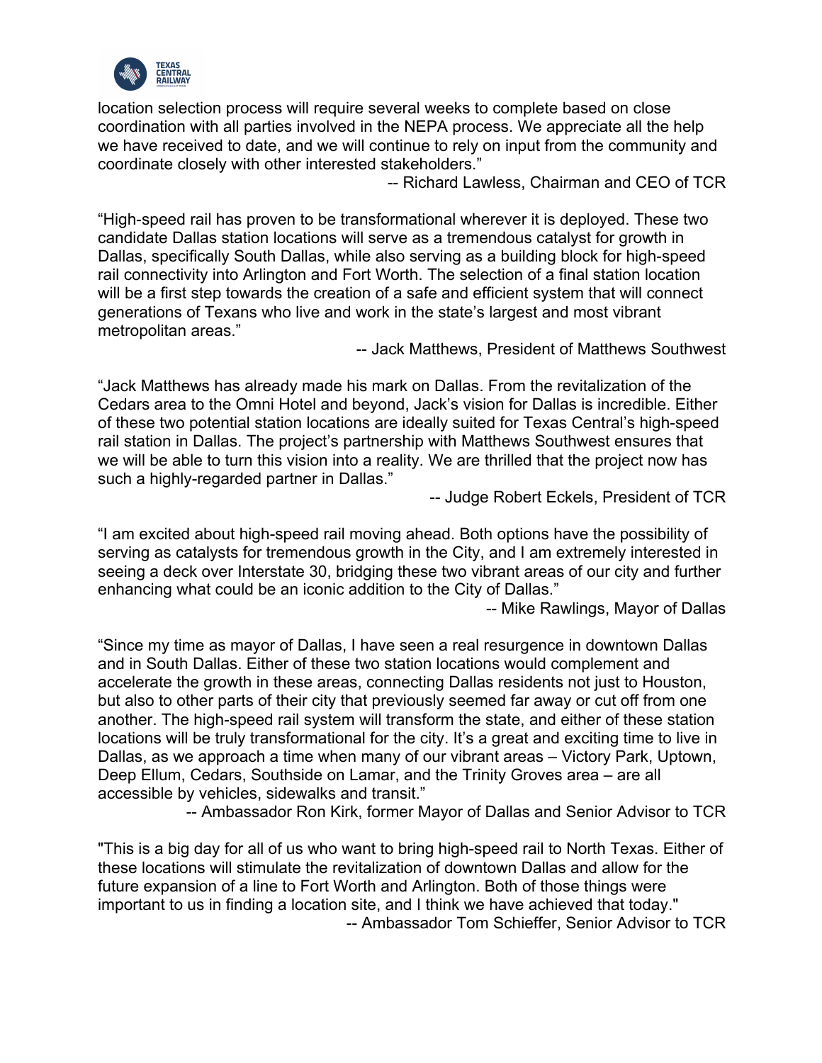location selection process will require several weeks to complete based on close coordination with all parties involved in the NEPA process. We appreciate all the help we have received to date, and we will continue to rely on input from the community and coordinate closely with other interested stakeholders."

-- Richard Lawless, Chairman and CEO of TCR

"High-speed rail has proven to be transformational wherever it is deployed. These two candidate Dallas station locations will serve as a tremendous catalyst for growth in Dallas, specifically South Dallas, while also serving as a building block for high-speed rail connectivity into Arlington and Fort Worth. The selection of a final station location will be a first step towards the creation of a safe and efficient system that will connect generations of Texans who live and work in the state's largest and most vibrant metropolitan areas."

-- Jack Matthews, President of Matthews Southwest

"Jack Matthews has already made his mark on Dallas. From the revitalization of the Cedars area to the Omni Hotel and beyond, Jack's vision for Dallas is incredible. Either of these two potential station locations are ideally suited for Texas Central's high-speed rail station in Dallas. The project's partnership with Matthews Southwest ensures that we will be able to turn this vision into a reality. We are thrilled that the project now has such a highly-regarded partner in Dallas."

-- Judge Robert Eckels, President of TCR

"I am excited about high-speed rail moving ahead. Both options have the possibility of serving as catalysts for tremendous growth in the City, and I am extremely interested in seeing a deck over Interstate 30, bridging these two vibrant areas of our city and further enhancing what could be an iconic addition to the City of Dallas."

-- Mike Rawlings, Mayor of Dallas

"Since my time as mayor of Dallas, I have seen a real resurgence in downtown Dallas and in South Dallas. Either of these two station locations would complement and accelerate the growth in these areas, connecting Dallas residents not just to Houston, but also to other parts of their city that previously seemed far away or cut off from one another. The high-speed rail system will transform the state, and either of these station locations will be truly transformational for the city. It's a great and exciting time to live in Dallas, as we approach a time when many of our vibrant areas – Victory Park, Uptown, Deep Ellum, Cedars, Southside on Lamar, and the Trinity Groves area – are all accessible by vehicles, sidewalks and transit."

-- Ambassador Ron Kirk, former Mayor of Dallas and Senior Advisor to TCR

"This is a big day for all of us who want to bring high-speed rail to North Texas. Either of these locations will stimulate the revitalization of downtown Dallas and allow for the future expansion of a line to Fort Worth and Arlington. Both of those things were important to us in finding a location site, and I think we have achieved that today."

-- Ambassador Tom Schieffer, Senior Advisor to TCR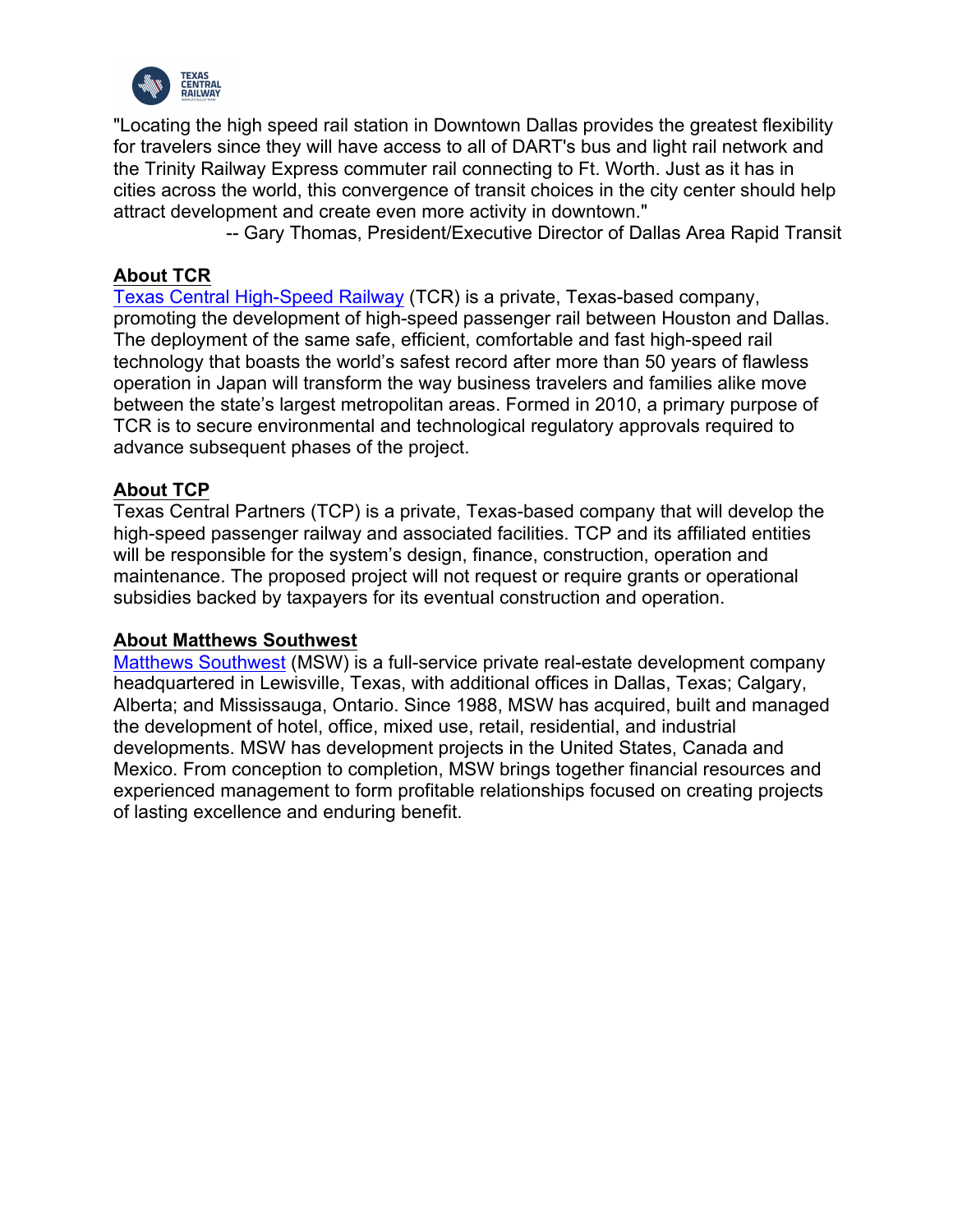"Locating the high speed rail station in Downtown Dallas provides the greatest flexibility for travelers since they will have access to all of DART's bus and light rail network and the Trinity Railway Express commuter rail connecting to Ft. Worth. Just as it has in cities across the world, this convergence of transit choices in the city center should help attract development and create even more activity in downtown."

-- Gary Thomas, President/Executive Director of Dallas Area Rapid Transit

**About TCR**

Texas Central High-Speed Railway (TCR) is a private, Texas-based company, promoting the development of high-speed passenger rail between Houston and Dallas. The deployment of the same safe, efficient, comfortable and fast high-speed rail technology that boasts the world's safest record after more than 50 years of flawless operation in Japan will transform the way business travelers and families alike move between the state's largest metropolitan areas. Formed in 2010, a primary purpose of TCR is to secure environmental and technological regulatory approvals required to advance subsequent phases of the project.

**About TCP**

Texas Central Partners (TCP) is a private, Texas-based company that will develop the high-speed passenger railway and associated facilities. TCP and its affiliated entities will be responsible for the system's design, finance, construction, operation and maintenance. The proposed project will not request or require grants or operational subsidies backed by taxpayers for its eventual construction and operation.

**About Matthews Southwest**

Matthews Southwest (MSW) is a full-service private real-estate development company headquartered in Lewisville, Texas, with additional offices in Dallas, Texas; Calgary, Alberta; and Mississauga, Ontario. Since 1988, MSW has acquired, built and managed the development of hotel, office, mixed use, retail, residential, and industrial developments. MSW has development projects in the United States, Canada and Mexico. From conception to completion, MSW brings together financial resources and experienced management to form profitable relationships focused on creating projects of lasting excellence and enduring benefit.